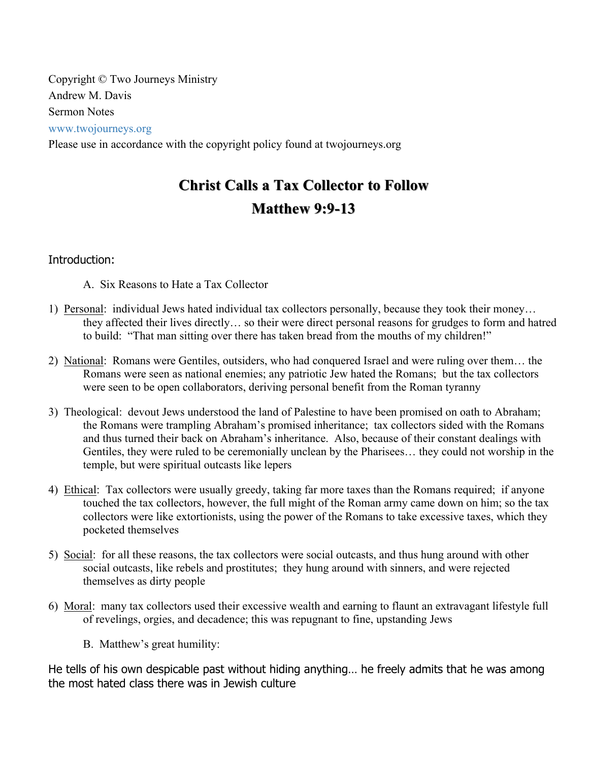Copyright © Two Journeys Ministry
Andrew M. Davis
Sermon Notes
www.twojourneys.org
Please use in accordance with the copyright policy found at twojourneys.org

# Christ Calls a Tax Collector to Follow
# Matthew 9:9-13

Introduction:

A. Six Reasons to Hate a Tax Collector

1) Personal: individual Jews hated individual tax collectors personally, because they took their money… they affected their lives directly… so their were direct personal reasons for grudges to form and hatred to build: "That man sitting over there has taken bread from the mouths of my children!"

2) National: Romans were Gentiles, outsiders, who had conquered Israel and were ruling over them… the Romans were seen as national enemies; any patriotic Jew hated the Romans; but the tax collectors were seen to be open collaborators, deriving personal benefit from the Roman tyranny

3) Theological: devout Jews understood the land of Palestine to have been promised on oath to Abraham; the Romans were trampling Abraham's promised inheritance; tax collectors sided with the Romans and thus turned their back on Abraham's inheritance. Also, because of their constant dealings with Gentiles, they were ruled to be ceremonially unclean by the Pharisees… they could not worship in the temple, but were spiritual outcasts like lepers

4) Ethical: Tax collectors were usually greedy, taking far more taxes than the Romans required; if anyone touched the tax collectors, however, the full might of the Roman army came down on him; so the tax collectors were like extortionists, using the power of the Romans to take excessive taxes, which they pocketed themselves

5) Social: for all these reasons, the tax collectors were social outcasts, and thus hung around with other social outcasts, like rebels and prostitutes; they hung around with sinners, and were rejected themselves as dirty people

6) Moral: many tax collectors used their excessive wealth and earning to flaunt an extravagant lifestyle full of revelings, orgies, and decadence; this was repugnant to fine, upstanding Jews

B. Matthew's great humility:

He tells of his own despicable past without hiding anything… he freely admits that he was among the most hated class there was in Jewish culture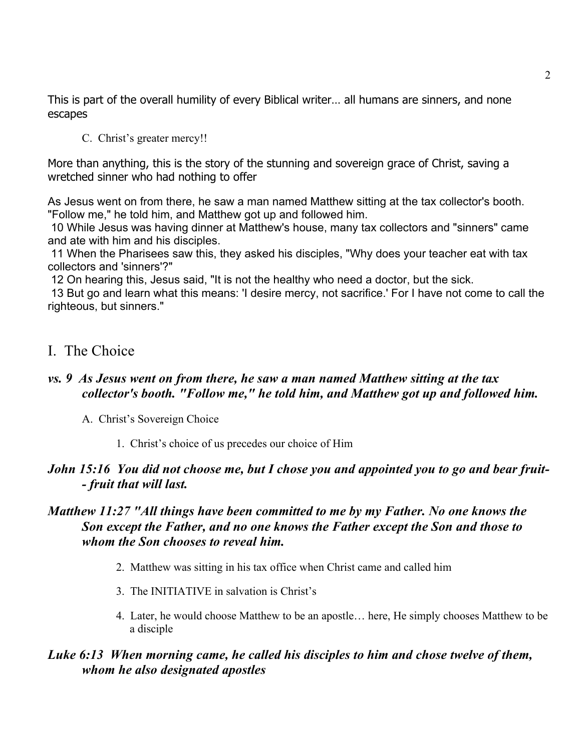This is part of the overall humility of every Biblical writer… all humans are sinners, and none escapes

C. Christ's greater mercy!!

More than anything, this is the story of the stunning and sovereign grace of Christ, saving a wretched sinner who had nothing to offer

As Jesus went on from there, he saw a man named Matthew sitting at the tax collector's booth. "Follow me," he told him, and Matthew got up and followed him.

10 While Jesus was having dinner at Matthew's house, many tax collectors and "sinners" came and ate with him and his disciples.

11 When the Pharisees saw this, they asked his disciples, "Why does your teacher eat with tax collectors and 'sinners'?"

12 On hearing this, Jesus said, "It is not the healthy who need a doctor, but the sick.

13 But go and learn what this means: 'I desire mercy, not sacrifice.' For I have not come to call the righteous, but sinners."

# I. The Choice

***vs. 9 As Jesus went on from there, he saw a man named Matthew sitting at the tax collector's booth. "Follow me," he told him, and Matthew got up and followed him.***

A. Christ's Sovereign Choice

1. Christ's choice of us precedes our choice of Him

***John 15:16 You did not choose me, but I chose you and appointed you to go and bear fruit-- fruit that will last.***

***Matthew 11:27 "All things have been committed to me by my Father. No one knows the Son except the Father, and no one knows the Father except the Son and those to whom the Son chooses to reveal him.***

2. Matthew was sitting in his tax office when Christ came and called him
3. The INITIATIVE in salvation is Christ's
4. Later, he would choose Matthew to be an apostle… here, He simply chooses Matthew to be a disciple

***Luke 6:13 When morning came, he called his disciples to him and chose twelve of them, whom he also designated apostles***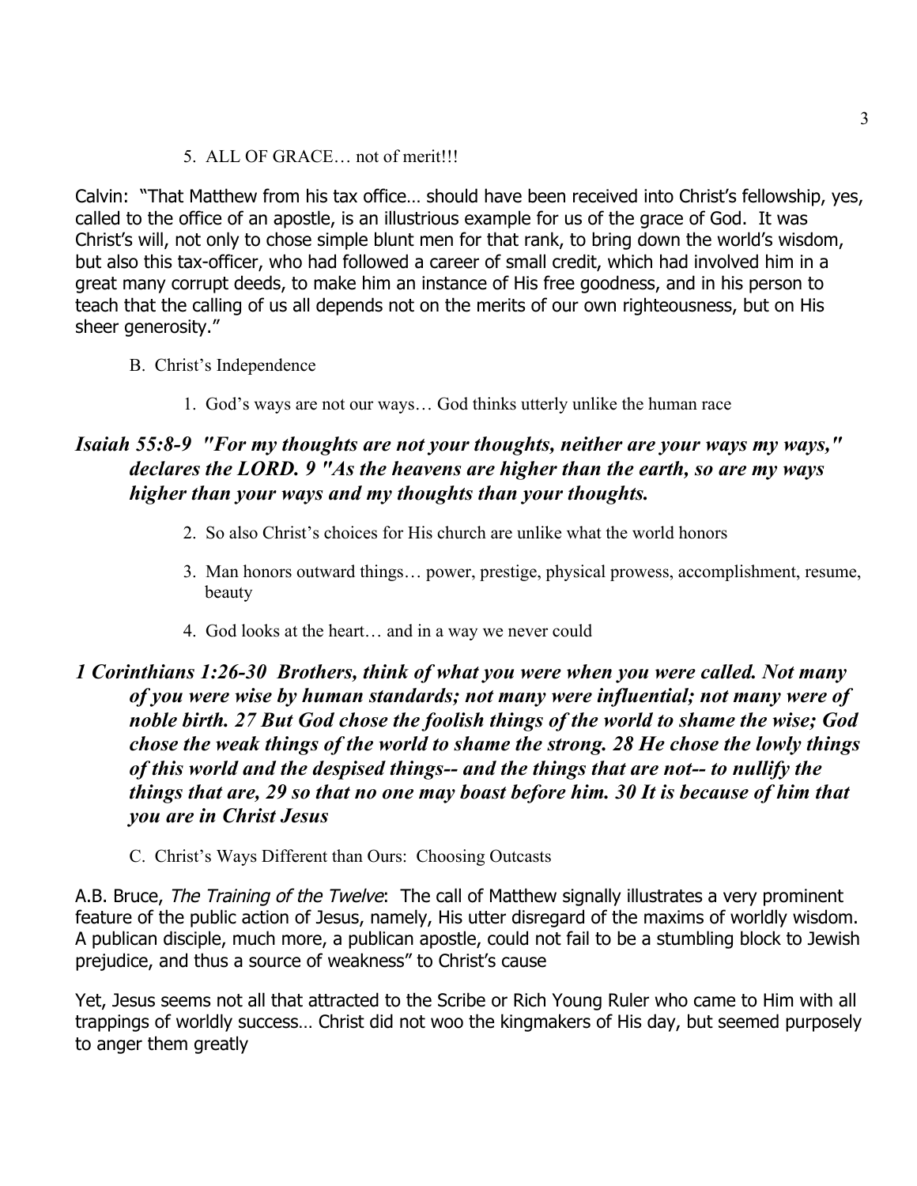5. ALL OF GRACE… not of merit!!!

Calvin: "That Matthew from his tax office… should have been received into Christ's fellowship, yes, called to the office of an apostle, is an illustrious example for us of the grace of God. It was Christ's will, not only to chose simple blunt men for that rank, to bring down the world's wisdom, but also this tax-officer, who had followed a career of small credit, which had involved him in a great many corrupt deeds, to make him an instance of His free goodness, and in his person to teach that the calling of us all depends not on the merits of our own righteousness, but on His sheer generosity."

B. Christ's Independence

1. God's ways are not our ways… God thinks utterly unlike the human race

***Isaiah 55:8-9 "For my thoughts are not your thoughts, neither are your ways my ways," declares the LORD. 9 "As the heavens are higher than the earth, so are my ways higher than your ways and my thoughts than your thoughts.***

2. So also Christ's choices for His church are unlike what the world honors

3. Man honors outward things… power, prestige, physical prowess, accomplishment, resume, beauty

4. God looks at the heart… and in a way we never could

***1 Corinthians 1:26-30 Brothers, think of what you were when you were called. Not many of you were wise by human standards; not many were influential; not many were of noble birth. 27 But God chose the foolish things of the world to shame the wise; God chose the weak things of the world to shame the strong. 28 He chose the lowly things of this world and the despised things-- and the things that are not-- to nullify the things that are, 29 so that no one may boast before him. 30 It is because of him that you are in Christ Jesus***

C. Christ's Ways Different than Ours: Choosing Outcasts

A.B. Bruce, *The Training of the Twelve*: The call of Matthew signally illustrates a very prominent feature of the public action of Jesus, namely, His utter disregard of the maxims of worldly wisdom. A publican disciple, much more, a publican apostle, could not fail to be a stumbling block to Jewish prejudice, and thus a source of weakness" to Christ's cause

Yet, Jesus seems not all that attracted to the Scribe or Rich Young Ruler who came to Him with all trappings of worldly success… Christ did not woo the kingmakers of His day, but seemed purposely to anger them greatly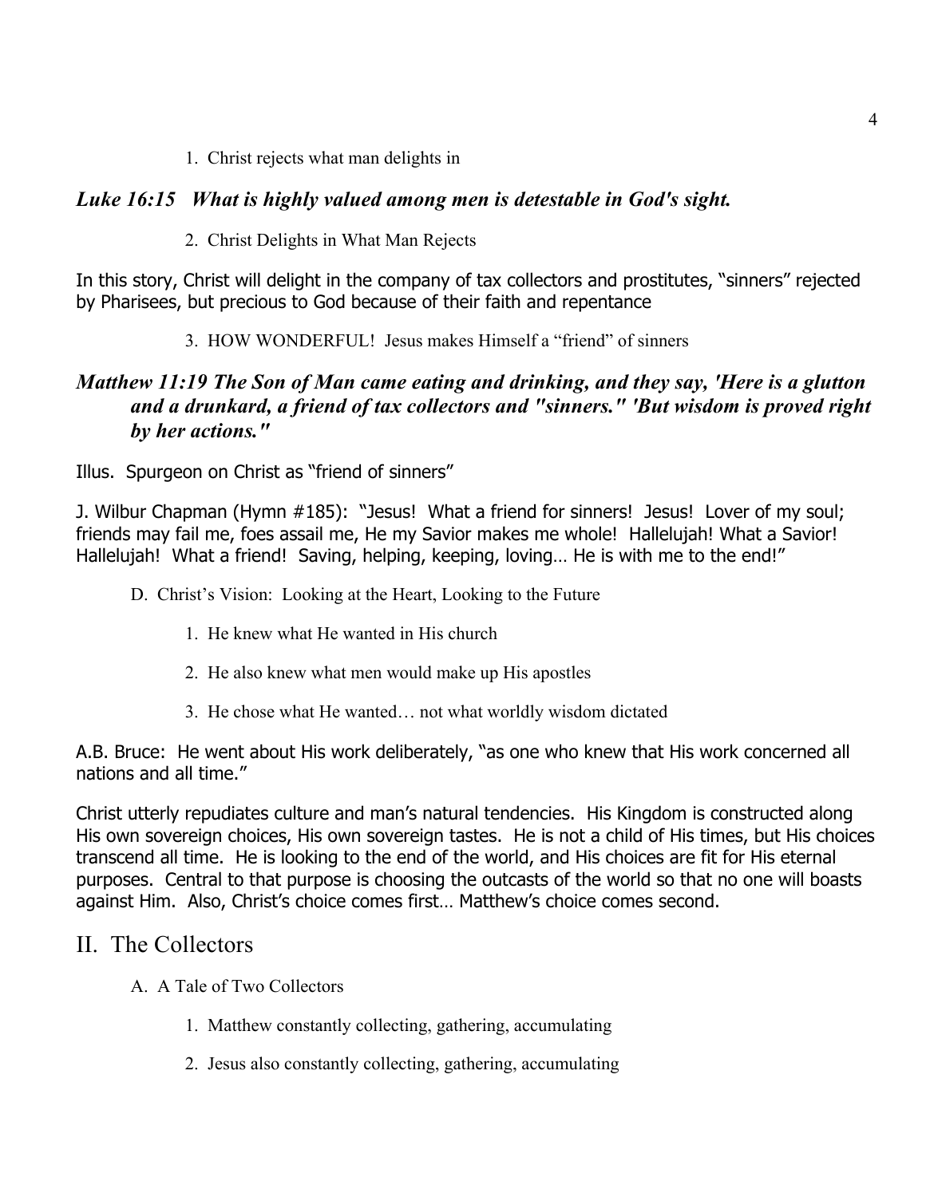1. Christ rejects what man delights in

***Luke 16:15   What is highly valued among men is detestable in God's sight.***

2. Christ Delights in What Man Rejects

In this story, Christ will delight in the company of tax collectors and prostitutes, "sinners" rejected by Pharisees, but precious to God because of their faith and repentance

3. HOW WONDERFUL!  Jesus makes Himself a "friend" of sinners

***Matthew 11:19 The Son of Man came eating and drinking, and they say, 'Here is a glutton and a drunkard, a friend of tax collectors and "sinners." 'But wisdom is proved right by her actions."***

Illus.  Spurgeon on Christ as "friend of sinners"

J. Wilbur Chapman (Hymn #185):  "Jesus!  What a friend for sinners!  Jesus!  Lover of my soul; friends may fail me, foes assail me, He my Savior makes me whole!  Hallelujah! What a Savior! Hallelujah!  What a friend!  Saving, helping, keeping, loving… He is with me to the end!"

D. Christ's Vision:  Looking at the Heart, Looking to the Future

1. He knew what He wanted in His church
2. He also knew what men would make up His apostles
3. He chose what He wanted… not what worldly wisdom dictated

A.B. Bruce:  He went about His work deliberately, "as one who knew that His work concerned all nations and all time."

Christ utterly repudiates culture and man's natural tendencies.  His Kingdom is constructed along His own sovereign choices, His own sovereign tastes.  He is not a child of His times, but His choices transcend all time.  He is looking to the end of the world, and His choices are fit for His eternal purposes.  Central to that purpose is choosing the outcasts of the world so that no one will boasts against Him.  Also, Christ's choice comes first… Matthew's choice comes second.

## II. The Collectors

A. A Tale of Two Collectors

1. Matthew constantly collecting, gathering, accumulating
2. Jesus also constantly collecting, gathering, accumulating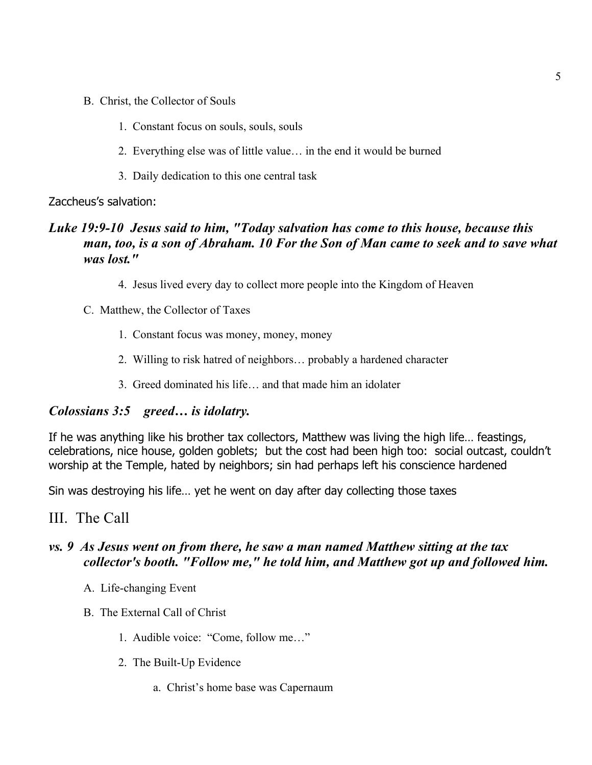B. Christ, the Collector of Souls

1. Constant focus on souls, souls, souls
2. Everything else was of little value… in the end it would be burned
3. Daily dedication to this one central task

Zaccheus's salvation:

***Luke 19:9-10 Jesus said to him, "Today salvation has come to this house, because this man, too, is a son of Abraham. 10 For the Son of Man came to seek and to save what was lost."***

4. Jesus lived every day to collect more people into the Kingdom of Heaven

C. Matthew, the Collector of Taxes

1. Constant focus was money, money, money
2. Willing to risk hatred of neighbors… probably a hardened character
3. Greed dominated his life… and that made him an idolater

***Colossians 3:5 greed… is idolatry.***

If he was anything like his brother tax collectors, Matthew was living the high life… feastings, celebrations, nice house, golden goblets; but the cost had been high too: social outcast, couldn't worship at the Temple, hated by neighbors; sin had perhaps left his conscience hardened

Sin was destroying his life… yet he went on day after day collecting those taxes

## III. The Call

***vs. 9 As Jesus went on from there, he saw a man named Matthew sitting at the tax collector's booth. "Follow me," he told him, and Matthew got up and followed him.***

A. Life-changing Event

B. The External Call of Christ

1. Audible voice: "Come, follow me…"
2. The Built-Up Evidence
    a. Christ's home base was Capernaum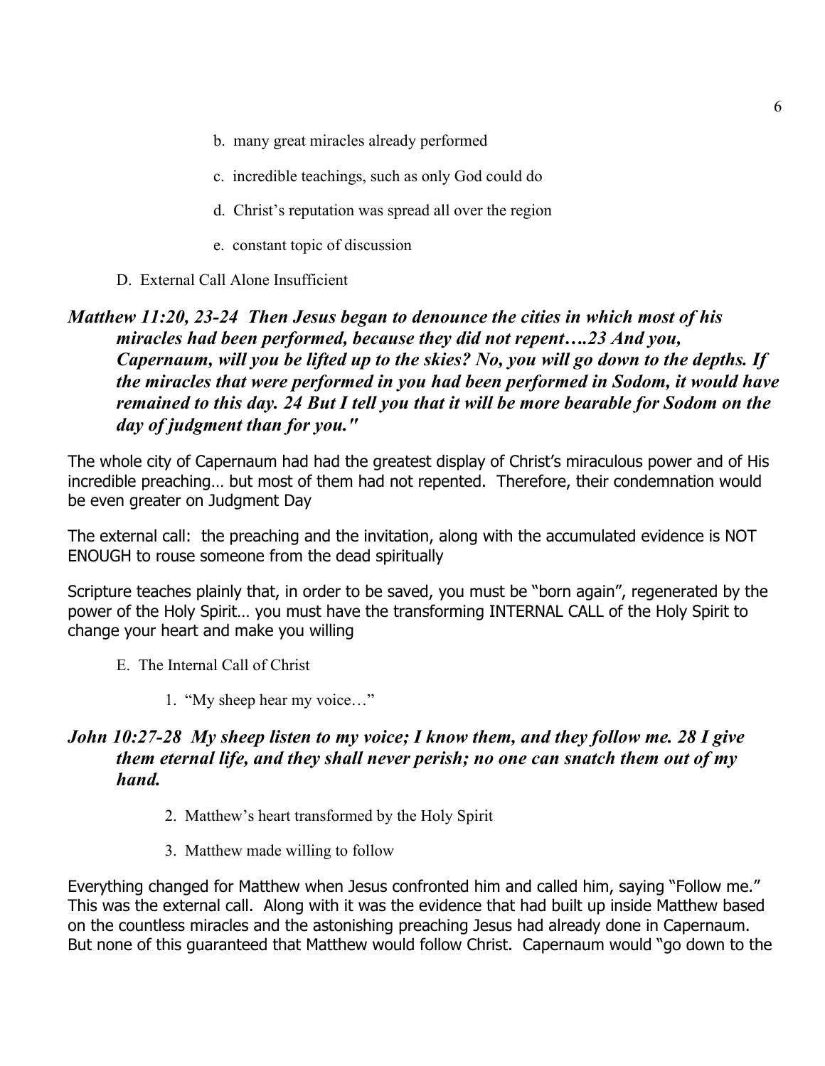b. many great miracles already performed

c. incredible teachings, such as only God could do

d. Christ's reputation was spread all over the region

e. constant topic of discussion

D. External Call Alone Insufficient

***Matthew 11:20, 23-24 Then Jesus began to denounce the cities in which most of his miracles had been performed, because they did not repent….23 And you, Capernaum, will you be lifted up to the skies? No, you will go down to the depths. If the miracles that were performed in you had been performed in Sodom, it would have remained to this day. 24 But I tell you that it will be more bearable for Sodom on the day of judgment than for you."***

The whole city of Capernaum had had the greatest display of Christ's miraculous power and of His incredible preaching… but most of them had not repented. Therefore, their condemnation would be even greater on Judgment Day

The external call: the preaching and the invitation, along with the accumulated evidence is NOT ENOUGH to rouse someone from the dead spiritually

Scripture teaches plainly that, in order to be saved, you must be "born again", regenerated by the power of the Holy Spirit… you must have the transforming INTERNAL CALL of the Holy Spirit to change your heart and make you willing

E. The Internal Call of Christ

1. "My sheep hear my voice…"

***John 10:27-28 My sheep listen to my voice; I know them, and they follow me. 28 I give them eternal life, and they shall never perish; no one can snatch them out of my hand.***

2. Matthew's heart transformed by the Holy Spirit

3. Matthew made willing to follow

Everything changed for Matthew when Jesus confronted him and called him, saying "Follow me." This was the external call. Along with it was the evidence that had built up inside Matthew based on the countless miracles and the astonishing preaching Jesus had already done in Capernaum. But none of this guaranteed that Matthew would follow Christ. Capernaum would "go down to the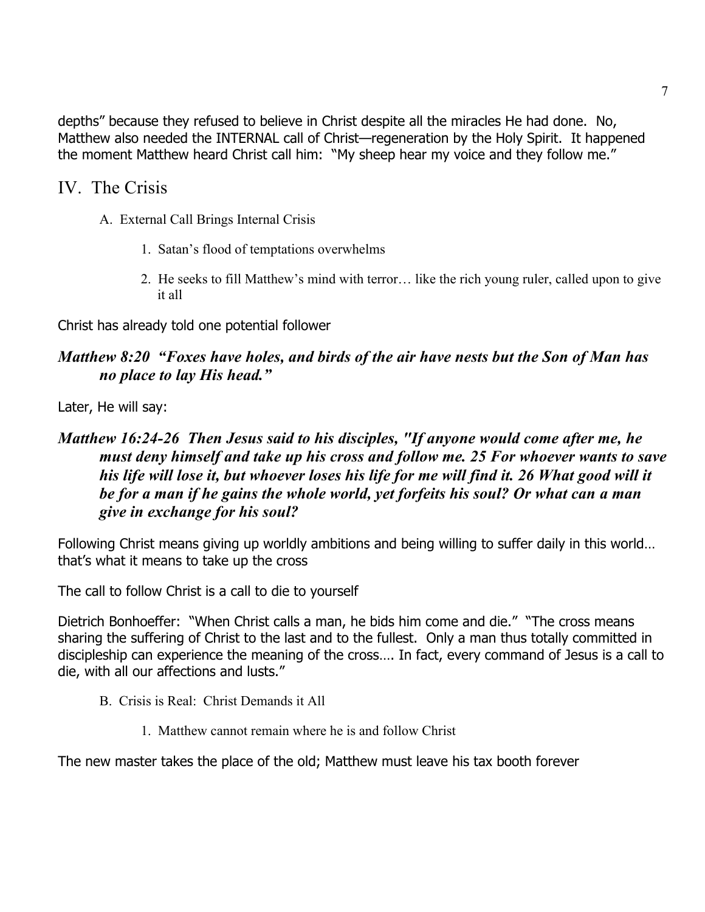depths" because they refused to believe in Christ despite all the miracles He had done. No, Matthew also needed the INTERNAL call of Christ—regeneration by the Holy Spirit. It happened the moment Matthew heard Christ call him: "My sheep hear my voice and they follow me."

## IV. The Crisis

A. External Call Brings Internal Crisis

1. Satan's flood of temptations overwhelms
2. He seeks to fill Matthew's mind with terror… like the rich young ruler, called upon to give it all

Christ has already told one potential follower

***Matthew 8:20 "Foxes have holes, and birds of the air have nests but the Son of Man has no place to lay His head."***

Later, He will say:

***Matthew 16:24-26 Then Jesus said to his disciples, "If anyone would come after me, he must deny himself and take up his cross and follow me. 25 For whoever wants to save his life will lose it, but whoever loses his life for me will find it. 26 What good will it be for a man if he gains the whole world, yet forfeits his soul? Or what can a man give in exchange for his soul?***

Following Christ means giving up worldly ambitions and being willing to suffer daily in this world… that's what it means to take up the cross

The call to follow Christ is a call to die to yourself

Dietrich Bonhoeffer: "When Christ calls a man, he bids him come and die." "The cross means sharing the suffering of Christ to the last and to the fullest. Only a man thus totally committed in discipleship can experience the meaning of the cross…. In fact, every command of Jesus is a call to die, with all our affections and lusts."

B. Crisis is Real: Christ Demands it All

1. Matthew cannot remain where he is and follow Christ

The new master takes the place of the old; Matthew must leave his tax booth forever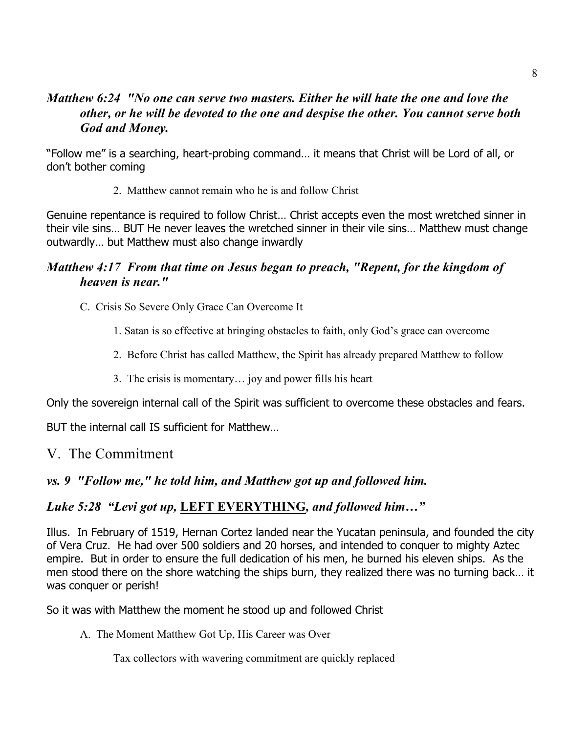***Matthew 6:24 "No one can serve two masters. Either he will hate the one and love the other, or he will be devoted to the one and despise the other. You cannot serve both God and Money.***

"Follow me" is a searching, heart-probing command… it means that Christ will be Lord of all, or don't bother coming

2. Matthew cannot remain who he is and follow Christ

Genuine repentance is required to follow Christ… Christ accepts even the most wretched sinner in their vile sins… BUT He never leaves the wretched sinner in their vile sins… Matthew must change outwardly… but Matthew must also change inwardly

***Matthew 4:17 From that time on Jesus began to preach, "Repent, for the kingdom of heaven is near."***

C. Crisis So Severe Only Grace Can Overcome It

1. Satan is so effective at bringing obstacles to faith, only God's grace can overcome

2. Before Christ has called Matthew, the Spirit has already prepared Matthew to follow

3. The crisis is momentary… joy and power fills his heart

Only the sovereign internal call of the Spirit was sufficient to overcome these obstacles and fears.

BUT the internal call IS sufficient for Matthew…

## V. The Commitment

***vs. 9 "Follow me," he told him, and Matthew got up and followed him.***

***Luke 5:28 "Levi got up, LEFT EVERYTHING, and followed him…"***

Illus. In February of 1519, Hernan Cortez landed near the Yucatan peninsula, and founded the city of Vera Cruz. He had over 500 soldiers and 20 horses, and intended to conquer to mighty Aztec empire. But in order to ensure the full dedication of his men, he burned his eleven ships. As the men stood there on the shore watching the ships burn, they realized there was no turning back… it was conquer or perish!

So it was with Matthew the moment he stood up and followed Christ

A. The Moment Matthew Got Up, His Career was Over

Tax collectors with wavering commitment are quickly replaced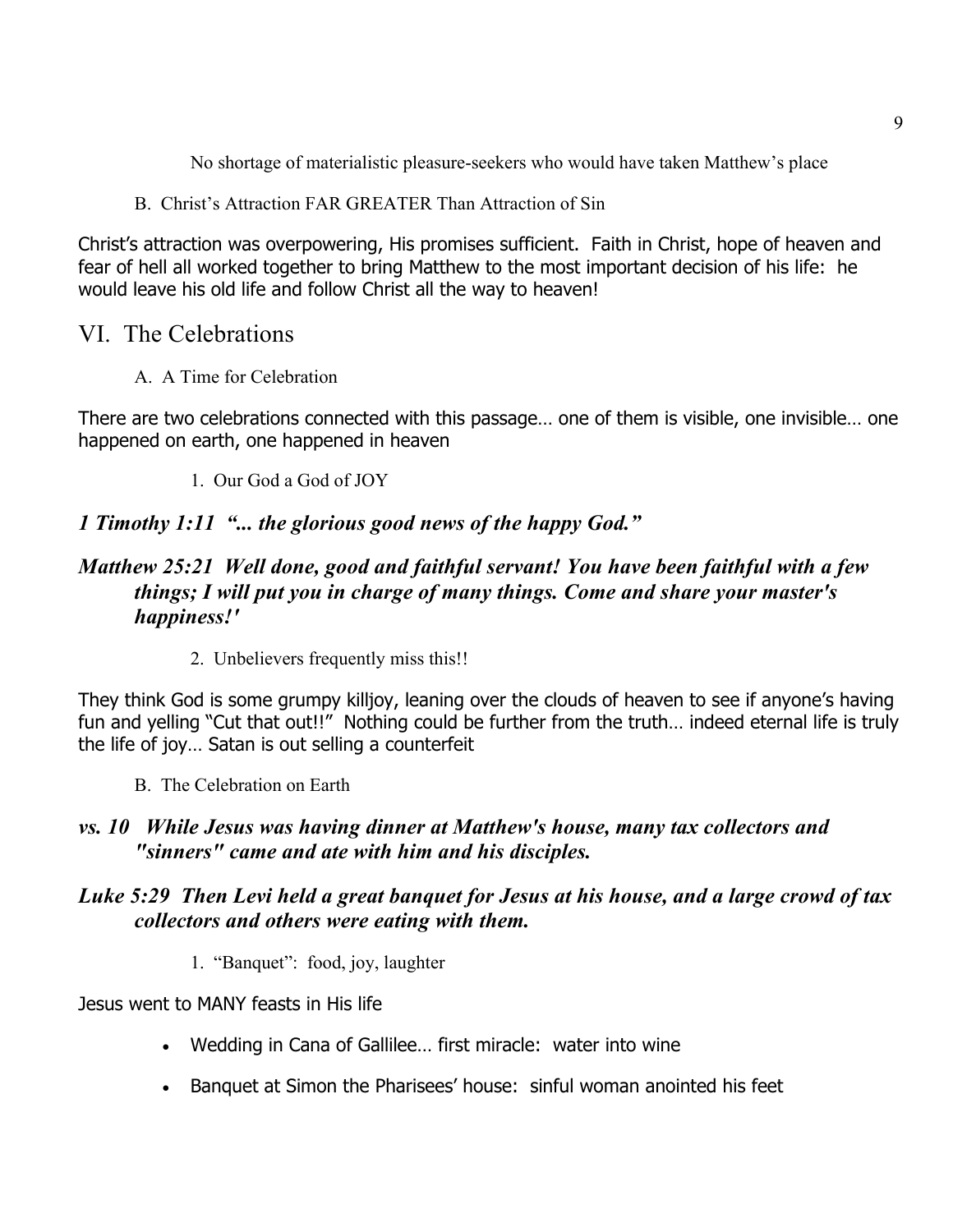No shortage of materialistic pleasure-seekers who would have taken Matthew's place

B. Christ's Attraction FAR GREATER Than Attraction of Sin

Christ's attraction was overpowering, His promises sufficient. Faith in Christ, hope of heaven and fear of hell all worked together to bring Matthew to the most important decision of his life: he would leave his old life and follow Christ all the way to heaven!

# VI. The Celebrations

A. A Time for Celebration

There are two celebrations connected with this passage… one of them is visible, one invisible… one happened on earth, one happened in heaven

1. Our God a God of JOY

***1 Timothy 1:11 "... the glorious good news of the happy God."***

***Matthew 25:21 Well done, good and faithful servant! You have been faithful with a few things; I will put you in charge of many things. Come and share your master's happiness!'***

2. Unbelievers frequently miss this!!

They think God is some grumpy killjoy, leaning over the clouds of heaven to see if anyone's having fun and yelling "Cut that out!!" Nothing could be further from the truth… indeed eternal life is truly the life of joy… Satan is out selling a counterfeit

B. The Celebration on Earth

***vs. 10 While Jesus was having dinner at Matthew's house, many tax collectors and "sinners" came and ate with him and his disciples.***

***Luke 5:29 Then Levi held a great banquet for Jesus at his house, and a large crowd of tax collectors and others were eating with them.***

1. "Banquet": food, joy, laughter

Jesus went to MANY feasts in His life

- Wedding in Cana of Gallilee… first miracle: water into wine
- Banquet at Simon the Pharisees' house: sinful woman anointed his feet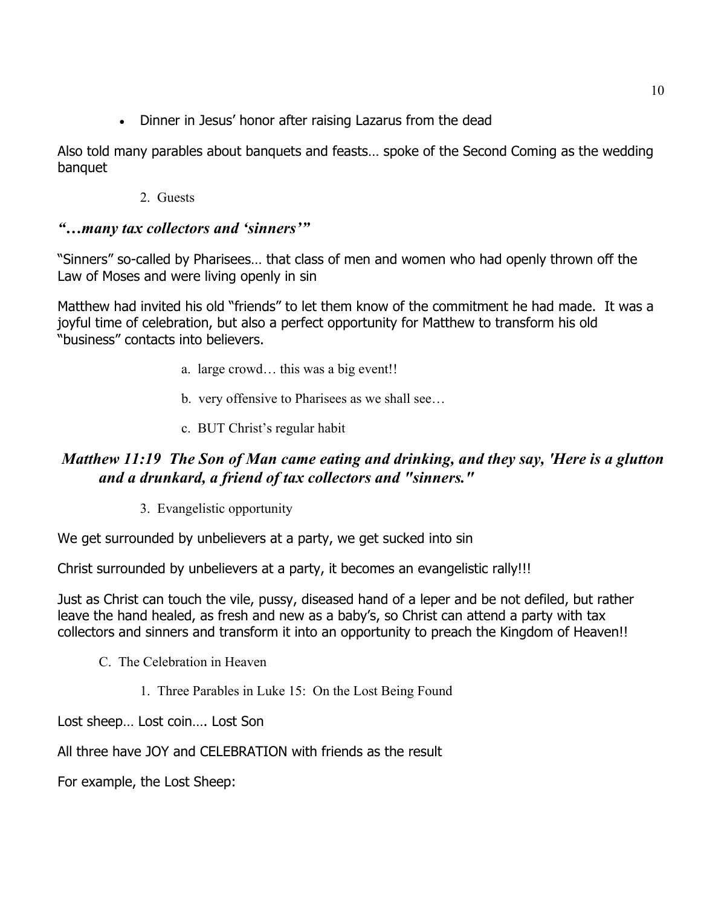- Dinner in Jesus' honor after raising Lazarus from the dead

Also told many parables about banquets and feasts… spoke of the Second Coming as the wedding banquet

2. Guests

***"…many tax collectors and 'sinners'"***

"Sinners" so-called by Pharisees… that class of men and women who had openly thrown off the Law of Moses and were living openly in sin

Matthew had invited his old "friends" to let them know of the commitment he had made. It was a joyful time of celebration, but also a perfect opportunity for Matthew to transform his old "business" contacts into believers.

a. large crowd… this was a big event!!

b. very offensive to Pharisees as we shall see…

c. BUT Christ's regular habit

***Matthew 11:19 The Son of Man came eating and drinking, and they say, 'Here is a glutton and a drunkard, a friend of tax collectors and "sinners."***

3. Evangelistic opportunity

We get surrounded by unbelievers at a party, we get sucked into sin

Christ surrounded by unbelievers at a party, it becomes an evangelistic rally!!!

Just as Christ can touch the vile, pussy, diseased hand of a leper and be not defiled, but rather leave the hand healed, as fresh and new as a baby's, so Christ can attend a party with tax collectors and sinners and transform it into an opportunity to preach the Kingdom of Heaven!!

C. The Celebration in Heaven

1. Three Parables in Luke 15: On the Lost Being Found

Lost sheep… Lost coin…. Lost Son

All three have JOY and CELEBRATION with friends as the result

For example, the Lost Sheep: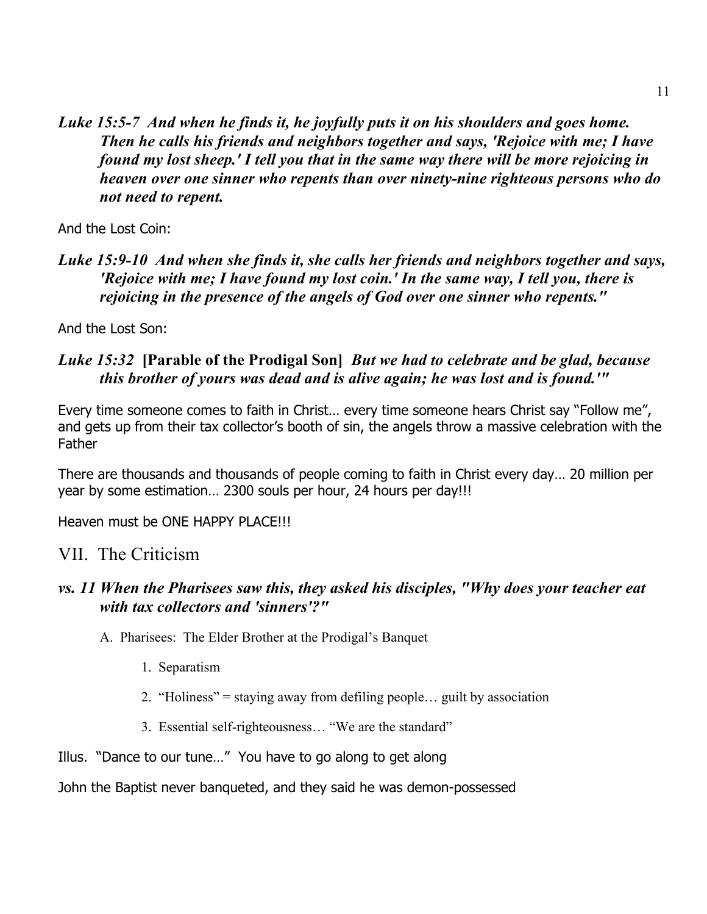***Luke 15:5-7  And when he finds it, he joyfully puts it on his shoulders and goes home. Then he calls his friends and neighbors together and says, 'Rejoice with me; I have found my lost sheep.' I tell you that in the same way there will be more rejoicing in heaven over one sinner who repents than over ninety-nine righteous persons who do not need to repent.***

And the Lost Coin:

***Luke 15:9-10  And when she finds it, she calls her friends and neighbors together and says, 'Rejoice with me; I have found my lost coin.' In the same way, I tell you, there is rejoicing in the presence of the angels of God over one sinner who repents."***

And the Lost Son:

***Luke 15:32*** **[Parable of the Prodigal Son]** ***But we had to celebrate and be glad, because this brother of yours was dead and is alive again; he was lost and is found.'"***

Every time someone comes to faith in Christ… every time someone hears Christ say "Follow me", and gets up from their tax collector's booth of sin, the angels throw a massive celebration with the Father

There are thousands and thousands of people coming to faith in Christ every day… 20 million per year by some estimation… 2300 souls per hour, 24 hours per day!!!

Heaven must be ONE HAPPY PLACE!!!

## VII. The Criticism

***vs. 11 When the Pharisees saw this, they asked his disciples, "Why does your teacher eat with tax collectors and 'sinners'?"***

A. Pharisees: The Elder Brother at the Prodigal's Banquet

1. Separatism
2. "Holiness" = staying away from defiling people… guilt by association
3. Essential self-righteousness… "We are the standard"

Illus. "Dance to our tune…" You have to go along to get along

John the Baptist never banqueted, and they said he was demon-possessed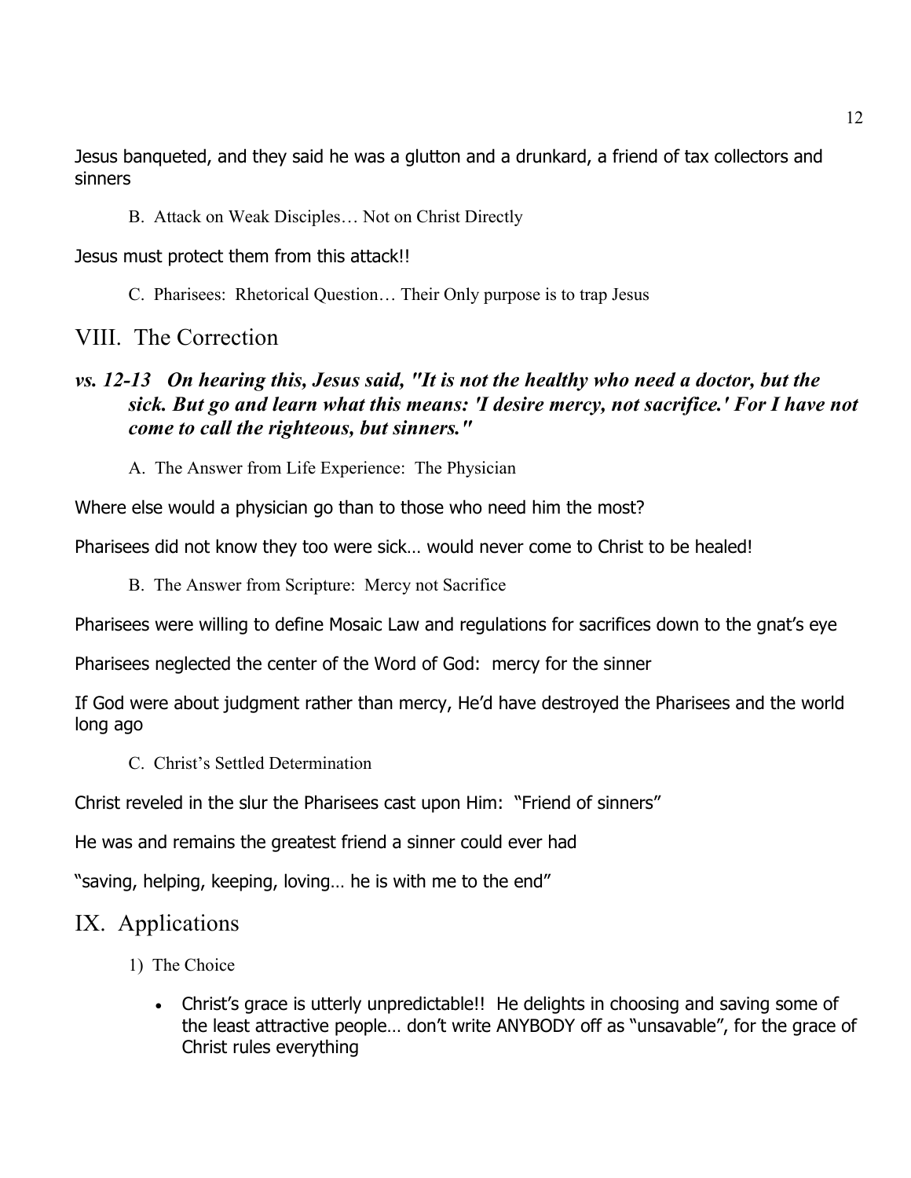Jesus banqueted, and they said he was a glutton and a drunkard, a friend of tax collectors and sinners

B. Attack on Weak Disciples… Not on Christ Directly

Jesus must protect them from this attack!!

C. Pharisees: Rhetorical Question… Their Only purpose is to trap Jesus

## VIII. The Correction

### *vs. 12-13 On hearing this, Jesus said, "It is not the healthy who need a doctor, but the sick. But go and learn what this means: 'I desire mercy, not sacrifice.' For I have not come to call the righteous, but sinners."*

A. The Answer from Life Experience: The Physician

Where else would a physician go than to those who need him the most?

Pharisees did not know they too were sick… would never come to Christ to be healed!

B. The Answer from Scripture: Mercy not Sacrifice

Pharisees were willing to define Mosaic Law and regulations for sacrifices down to the gnat's eye

Pharisees neglected the center of the Word of God: mercy for the sinner

If God were about judgment rather than mercy, He'd have destroyed the Pharisees and the world long ago

C. Christ's Settled Determination

Christ reveled in the slur the Pharisees cast upon Him: "Friend of sinners"

He was and remains the greatest friend a sinner could ever had

"saving, helping, keeping, loving… he is with me to the end"

## IX. Applications

1) The Choice

- Christ's grace is utterly unpredictable!! He delights in choosing and saving some of the least attractive people… don't write ANYBODY off as "unsavable", for the grace of Christ rules everything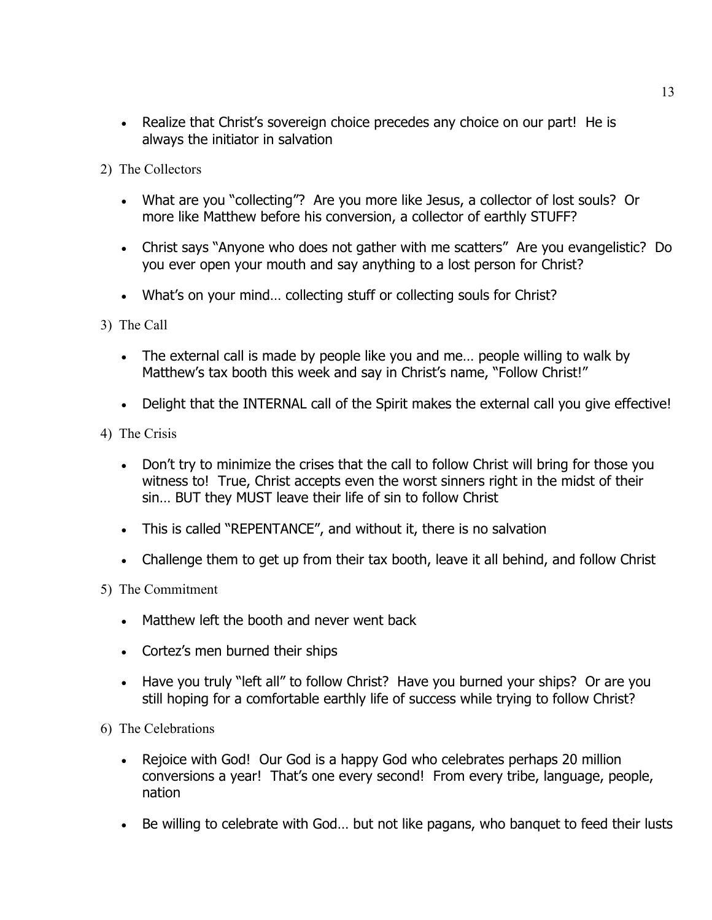- Realize that Christ's sovereign choice precedes any choice on our part! He is always the initiator in salvation

2) The Collectors

- What are you "collecting"? Are you more like Jesus, a collector of lost souls? Or more like Matthew before his conversion, a collector of earthly STUFF?

- Christ says "Anyone who does not gather with me scatters" Are you evangelistic? Do you ever open your mouth and say anything to a lost person for Christ?

- What's on your mind… collecting stuff or collecting souls for Christ?

3) The Call

- The external call is made by people like you and me… people willing to walk by Matthew's tax booth this week and say in Christ's name, "Follow Christ!"

- Delight that the INTERNAL call of the Spirit makes the external call you give effective!

4) The Crisis

- Don't try to minimize the crises that the call to follow Christ will bring for those you witness to! True, Christ accepts even the worst sinners right in the midst of their sin… BUT they MUST leave their life of sin to follow Christ

- This is called "REPENTANCE", and without it, there is no salvation

- Challenge them to get up from their tax booth, leave it all behind, and follow Christ

5) The Commitment

- Matthew left the booth and never went back

- Cortez's men burned their ships

- Have you truly "left all" to follow Christ? Have you burned your ships? Or are you still hoping for a comfortable earthly life of success while trying to follow Christ?

6) The Celebrations

- Rejoice with God! Our God is a happy God who celebrates perhaps 20 million conversions a year! That's one every second! From every tribe, language, people, nation

- Be willing to celebrate with God… but not like pagans, who banquet to feed their lusts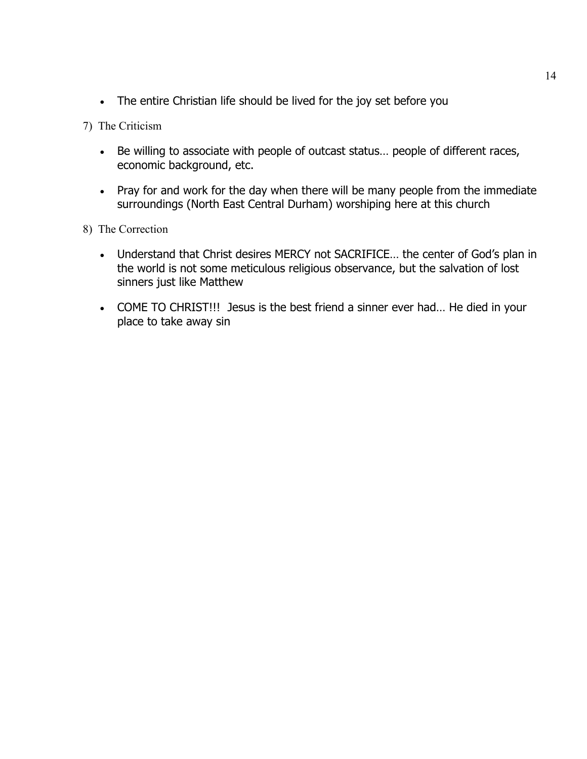- The entire Christian life should be lived for the joy set before you

7) The Criticism

- Be willing to associate with people of outcast status… people of different races, economic background, etc.
- Pray for and work for the day when there will be many people from the immediate surroundings (North East Central Durham) worshiping here at this church

8) The Correction

- Understand that Christ desires MERCY not SACRIFICE… the center of God's plan in the world is not some meticulous religious observance, but the salvation of lost sinners just like Matthew
- COME TO CHRIST!!! Jesus is the best friend a sinner ever had… He died in your place to take away sin